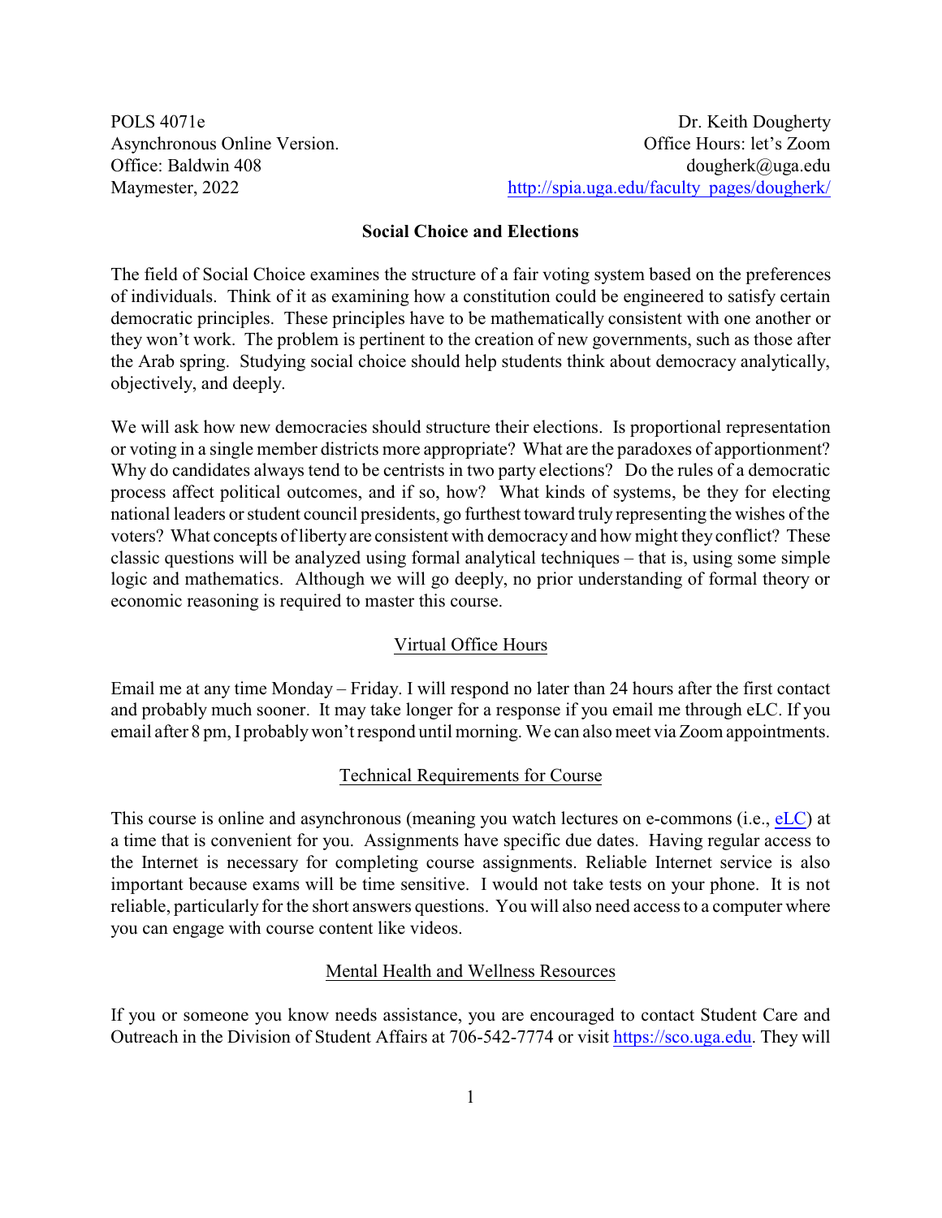POLS 4071e
Asynchronous Online Version.
Office: Baldwin 408
Maymester, 2022

Dr. Keith Dougherty
Office Hours: let's Zoom
dougherk@uga.edu
http://spia.uga.edu/faculty_pages/dougherk/

## Social Choice and Elections

The field of Social Choice examines the structure of a fair voting system based on the preferences of individuals. Think of it as examining how a constitution could be engineered to satisfy certain democratic principles. These principles have to be mathematically consistent with one another or they won't work. The problem is pertinent to the creation of new governments, such as those after the Arab spring. Studying social choice should help students think about democracy analytically, objectively, and deeply.

We will ask how new democracies should structure their elections. Is proportional representation or voting in a single member districts more appropriate? What are the paradoxes of apportionment? Why do candidates always tend to be centrists in two party elections? Do the rules of a democratic process affect political outcomes, and if so, how? What kinds of systems, be they for electing national leaders or student council presidents, go furthest toward truly representing the wishes of the voters? What concepts of liberty are consistent with democracy and how might they conflict? These classic questions will be analyzed using formal analytical techniques – that is, using some simple logic and mathematics. Although we will go deeply, no prior understanding of formal theory or economic reasoning is required to master this course.

### Virtual Office Hours

Email me at any time Monday – Friday. I will respond no later than 24 hours after the first contact and probably much sooner. It may take longer for a response if you email me through eLC. If you email after 8 pm, I probably won't respond until morning. We can also meet via Zoom appointments.

### Technical Requirements for Course

This course is online and asynchronous (meaning you watch lectures on e-commons (i.e., eLC) at a time that is convenient for you. Assignments have specific due dates. Having regular access to the Internet is necessary for completing course assignments. Reliable Internet service is also important because exams will be time sensitive. I would not take tests on your phone. It is not reliable, particularly for the short answers questions. You will also need access to a computer where you can engage with course content like videos.

### Mental Health and Wellness Resources

If you or someone you know needs assistance, you are encouraged to contact Student Care and Outreach in the Division of Student Affairs at 706-542-7774 or visit https://sco.uga.edu. They will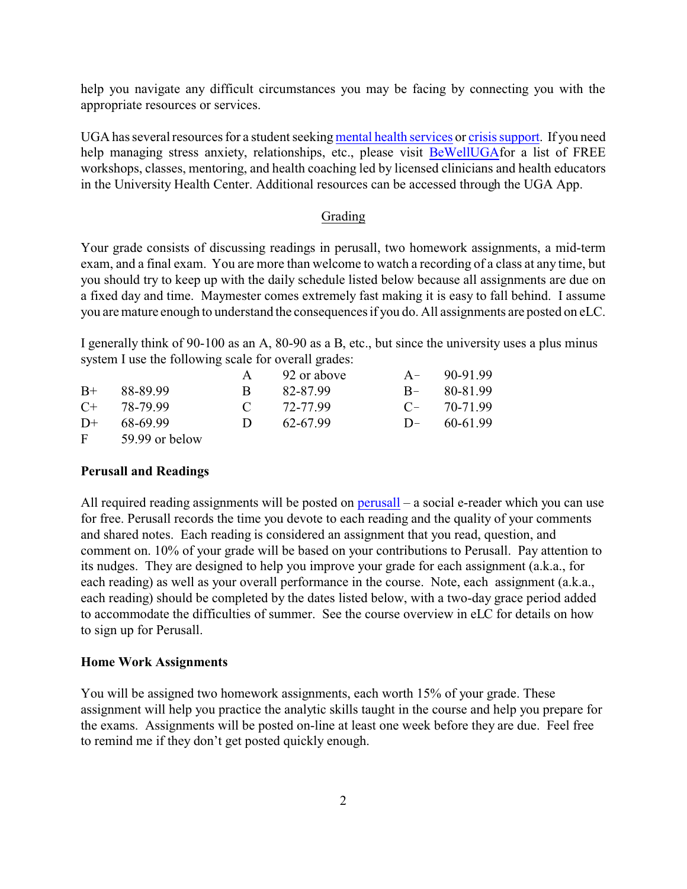help you navigate any difficult circumstances you may be facing by connecting you with the appropriate resources or services.

UGA has several resources for a student seeking mental health services or crisis support. If you need help managing stress anxiety, relationships, etc., please visit BeWellUGAfor a list of FREE workshops, classes, mentoring, and health coaching led by licensed clinicians and health educators in the University Health Center. Additional resources can be accessed through the UGA App.

## Grading

Your grade consists of discussing readings in perusall, two homework assignments, a mid-term exam, and a final exam. You are more than welcome to watch a recording of a class at any time, but you should try to keep up with the daily schedule listed below because all assignments are due on a fixed day and time. Maymester comes extremely fast making it is easy to fall behind. I assume you are mature enough to understand the consequences if you do. All assignments are posted on eLC.

I generally think of 90-100 as an A, 80-90 as a B, etc., but since the university uses a plus minus system I use the following scale for overall grades:

| | | | | | |
|---|---|---|---|---|---|
| | | A | 92 or above | A− | 90-91.99 |
| B+ | 88-89.99 | B | 82-87.99 | B− | 80-81.99 |
| C+ | 78-79.99 | C | 72-77.99 | C− | 70-71.99 |
| D+ | 68-69.99 | D | 62-67.99 | D− | 60-61.99 |
| F | 59.99 or below | | | | |

### Perusall and Readings

All required reading assignments will be posted on perusall – a social e-reader which you can use for free. Perusall records the time you devote to each reading and the quality of your comments and shared notes. Each reading is considered an assignment that you read, question, and comment on. 10% of your grade will be based on your contributions to Perusall. Pay attention to its nudges. They are designed to help you improve your grade for each assignment (a.k.a., for each reading) as well as your overall performance in the course. Note, each assignment (a.k.a., each reading) should be completed by the dates listed below, with a two-day grace period added to accommodate the difficulties of summer. See the course overview in eLC for details on how to sign up for Perusall.

### Home Work Assignments

You will be assigned two homework assignments, each worth 15% of your grade. These assignment will help you practice the analytic skills taught in the course and help you prepare for the exams. Assignments will be posted on-line at least one week before they are due. Feel free to remind me if they don't get posted quickly enough.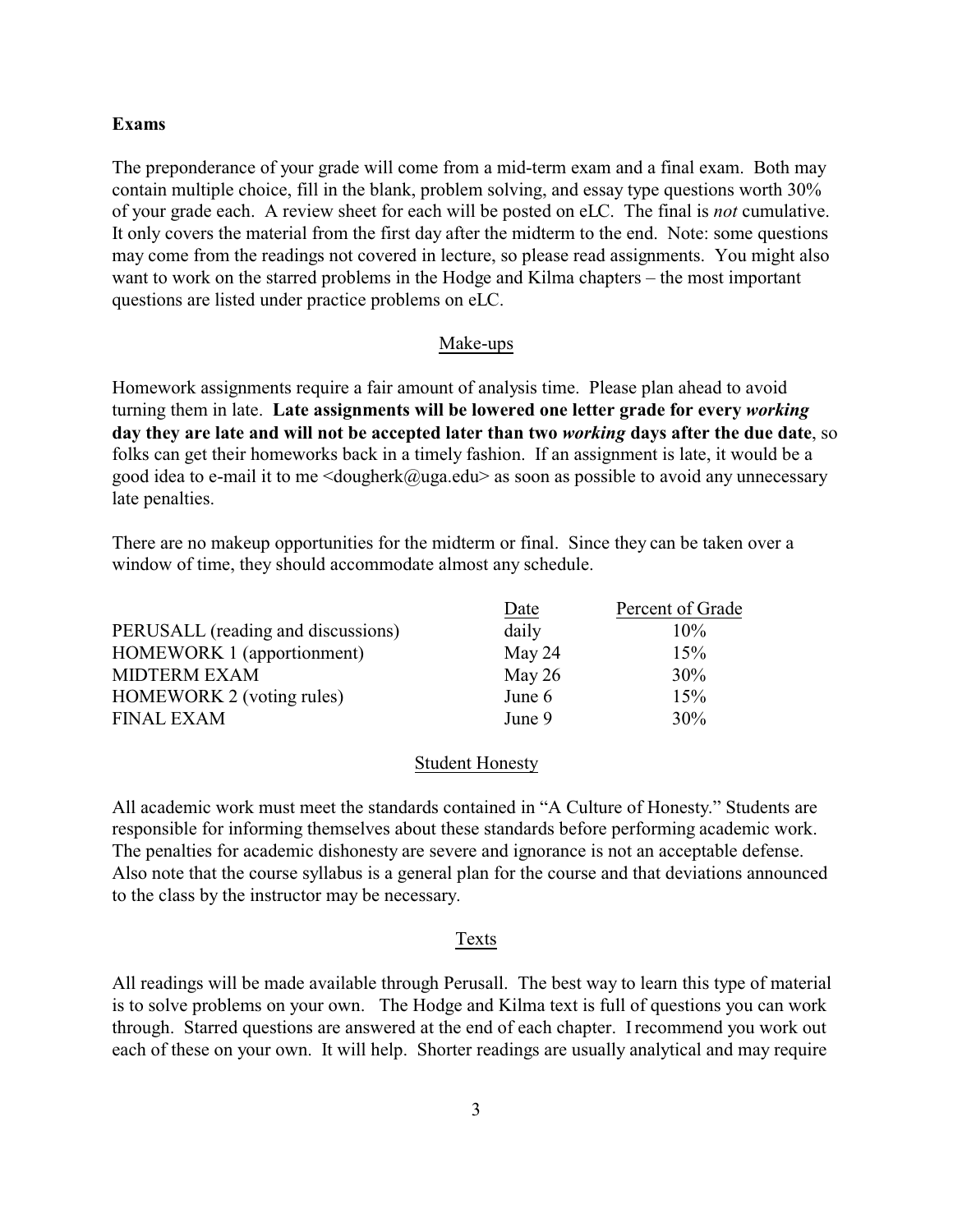**Exams**

The preponderance of your grade will come from a mid-term exam and a final exam. Both may contain multiple choice, fill in the blank, problem solving, and essay type questions worth 30% of your grade each. A review sheet for each will be posted on eLC. The final is *not* cumulative. It only covers the material from the first day after the midterm to the end. Note: some questions may come from the readings not covered in lecture, so please read assignments. You might also want to work on the starred problems in the Hodge and Kilma chapters – the most important questions are listed under practice problems on eLC.

## Make-ups

Homework assignments require a fair amount of analysis time. Please plan ahead to avoid turning them in late. **Late assignments will be lowered one letter grade for every *working* day they are late and will not be accepted later than two *working* days after the due date**, so folks can get their homeworks back in a timely fashion. If an assignment is late, it would be a good idea to e-mail it to me <dougherk@uga.edu> as soon as possible to avoid any unnecessary late penalties.

There are no makeup opportunities for the midterm or final. Since they can be taken over a window of time, they should accommodate almost any schedule.

| | Date | Percent of Grade |
|---|---|---|
| PERUSALL (reading and discussions) | daily | 10% |
| HOMEWORK 1 (apportionment) | May 24 | 15% |
| MIDTERM EXAM | May 26 | 30% |
| HOMEWORK 2 (voting rules) | June 6 | 15% |
| FINAL EXAM | June 9 | 30% |

## Student Honesty

All academic work must meet the standards contained in "A Culture of Honesty." Students are responsible for informing themselves about these standards before performing academic work. The penalties for academic dishonesty are severe and ignorance is not an acceptable defense. Also note that the course syllabus is a general plan for the course and that deviations announced to the class by the instructor may be necessary.

## Texts

All readings will be made available through Perusall. The best way to learn this type of material is to solve problems on your own. The Hodge and Kilma text is full of questions you can work through. Starred questions are answered at the end of each chapter. I recommend you work out each of these on your own. It will help. Shorter readings are usually analytical and may require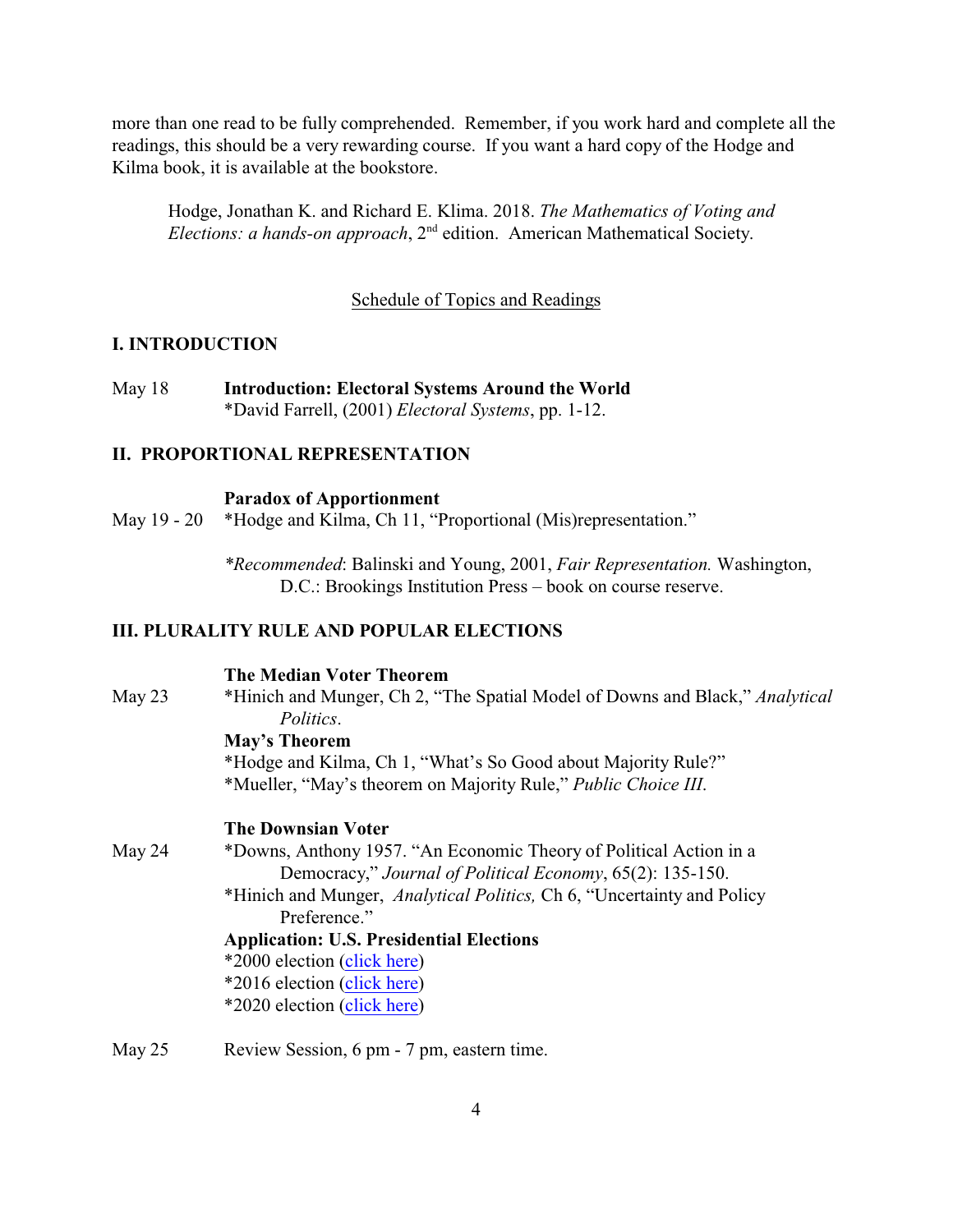more than one read to be fully comprehended. Remember, if you work hard and complete all the readings, this should be a very rewarding course. If you want a hard copy of the Hodge and Kilma book, it is available at the bookstore.

> Hodge, Jonathan K. and Richard E. Klima. 2018. *The Mathematics of Voting and Elections: a hands-on approach*, 2nd edition. American Mathematical Society.

<u>Schedule of Topics and Readings</u>

## I. INTRODUCTION

May 18 — **Introduction: Electoral Systems Around the World**
*David Farrell, (2001) *Electoral Systems*, pp. 1-12.

## II. PROPORTIONAL REPRESENTATION

**Paradox of Apportionment**

May 19 - 20 — *Hodge and Kilma, Ch 11, "Proportional (Mis)representation."

*\*Recommended*: Balinski and Young, 2001, *Fair Representation.* Washington, D.C.: Brookings Institution Press – book on course reserve.

## III. PLURALITY RULE AND POPULAR ELECTIONS

**The Median Voter Theorem**

May 23 — *Hinich and Munger, Ch 2, "The Spatial Model of Downs and Black," *Analytical Politics*.

**May's Theorem**
*Hodge and Kilma, Ch 1, "What's So Good about Majority Rule?"
*Mueller, "May's theorem on Majority Rule," *Public Choice III*.

**The Downsian Voter**

May 24 — *Downs, Anthony 1957. "An Economic Theory of Political Action in a Democracy," *Journal of Political Economy*, 65(2): 135-150.
*Hinich and Munger, *Analytical Politics,* Ch 6, "Uncertainty and Policy Preference."

**Application: U.S. Presidential Elections**
*2000 election (click here)
*2016 election (click here)
*2020 election (click here)

May 25 — Review Session, 6 pm - 7 pm, eastern time.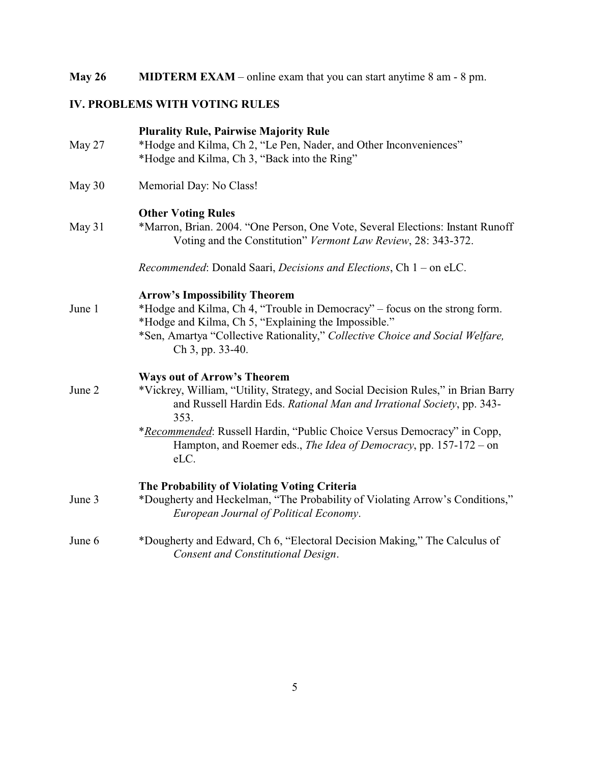**May 26** **MIDTERM EXAM** – online exam that you can start anytime 8 am - 8 pm.

## IV. PROBLEMS WITH VOTING RULES

**Plurality Rule, Pairwise Majority Rule**

May 27 *Hodge and Kilma, Ch 2, "Le Pen, Nader, and Other Inconveniences"
*Hodge and Kilma, Ch 3, "Back into the Ring"

May 30 Memorial Day: No Class!

**Other Voting Rules**

May 31 *Marron, Brian. 2004. "One Person, One Vote, Several Elections: Instant Runoff Voting and the Constitution" *Vermont Law Review*, 28: 343-372.

*Recommended*: Donald Saari, *Decisions and Elections*, Ch 1 – on eLC.

**Arrow's Impossibility Theorem**

June 1 *Hodge and Kilma, Ch 4, "Trouble in Democracy" – focus on the strong form.
*Hodge and Kilma, Ch 5, "Explaining the Impossible."
*Sen, Amartya "Collective Rationality," *Collective Choice and Social Welfare,* Ch 3, pp. 33-40.

**Ways out of Arrow's Theorem**

June 2 *Vickrey, William, "Utility, Strategy, and Social Decision Rules," in Brian Barry and Russell Hardin Eds. *Rational Man and Irrational Society*, pp. 343-353.
*<u>*Recommended*</u>: Russell Hardin, "Public Choice Versus Democracy" in Copp, Hampton, and Roemer eds., *The Idea of Democracy*, pp. 157-172 – on eLC.

**The Probability of Violating Voting Criteria**

June 3 *Dougherty and Heckelman, "The Probability of Violating Arrow's Conditions," *European Journal of Political Economy*.

June 6 *Dougherty and Edward, Ch 6, "Electoral Decision Making," The Calculus of *Consent and Constitutional Design*.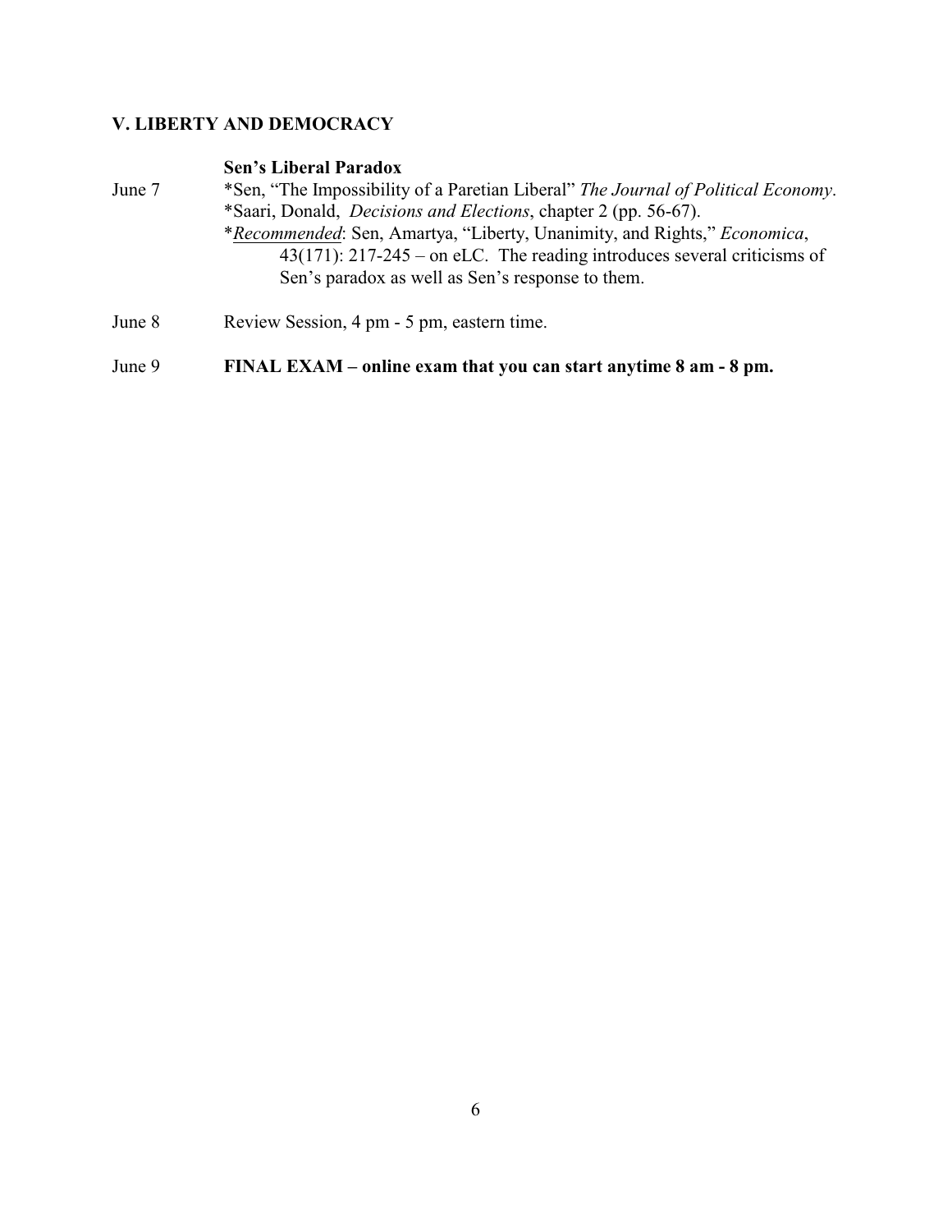## V. LIBERTY AND DEMOCRACY

**Sen's Liberal Paradox**

June 7 *Sen, "The Impossibility of a Paretian Liberal" *The Journal of Political Economy*.
*Saari, Donald, *Decisions and Elections*, chapter 2 (pp. 56-67).
**Recommended*: Sen, Amartya, "Liberty, Unanimity, and Rights," *Economica*, 43(171): 217-245 – on eLC. The reading introduces several criticisms of Sen's paradox as well as Sen's response to them.

June 8 Review Session, 4 pm - 5 pm, eastern time.

June 9 **FINAL EXAM – online exam that you can start anytime 8 am - 8 pm.**